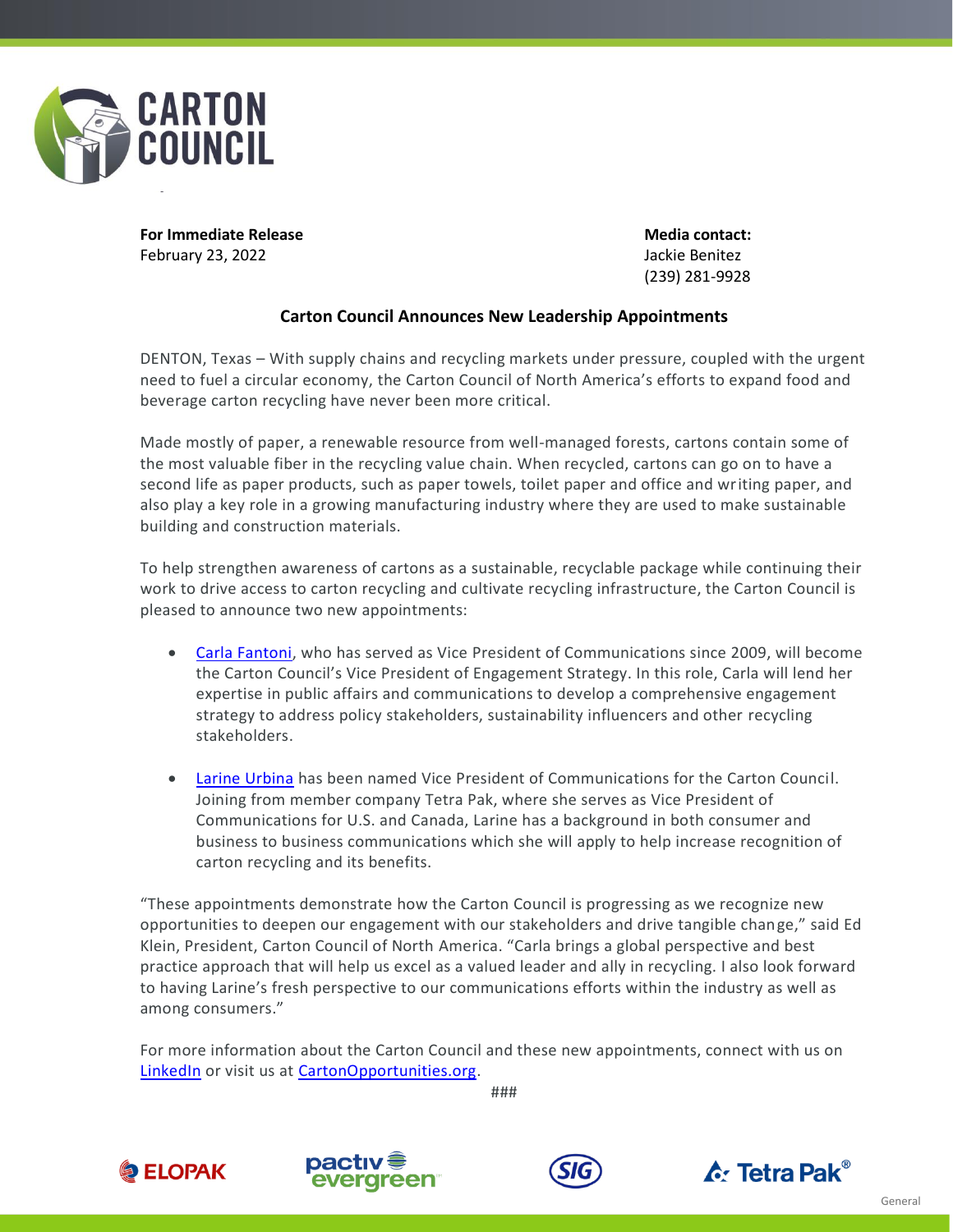CARTON COUNCIL

**For Immediate Release**
February 23, 2022

**Media contact:**
Jackie Benitez
(239) 281-9928

## Carton Council Announces New Leadership Appointments

DENTON, Texas – With supply chains and recycling markets under pressure, coupled with the urgent need to fuel a circular economy, the Carton Council of North America's efforts to expand food and beverage carton recycling have never been more critical.

Made mostly of paper, a renewable resource from well-managed forests, cartons contain some of the most valuable fiber in the recycling value chain. When recycled, cartons can go on to have a second life as paper products, such as paper towels, toilet paper and office and writing paper, and also play a key role in a growing manufacturing industry where they are used to make sustainable building and construction materials.

To help strengthen awareness of cartons as a sustainable, recyclable package while continuing their work to drive access to carton recycling and cultivate recycling infrastructure, the Carton Council is pleased to announce two new appointments:

- Carla Fantoni, who has served as Vice President of Communications since 2009, will become the Carton Council's Vice President of Engagement Strategy. In this role, Carla will lend her expertise in public affairs and communications to develop a comprehensive engagement strategy to address policy stakeholders, sustainability influencers and other recycling stakeholders.

- Larine Urbina has been named Vice President of Communications for the Carton Council. Joining from member company Tetra Pak, where she serves as Vice President of Communications for U.S. and Canada, Larine has a background in both consumer and business to business communications which she will apply to help increase recognition of carton recycling and its benefits.

"These appointments demonstrate how the Carton Council is progressing as we recognize new opportunities to deepen our engagement with our stakeholders and drive tangible change," said Ed Klein, President, Carton Council of North America. "Carla brings a global perspective and best practice approach that will help us excel as a valued leader and ally in recycling. I also look forward to having Larine's fresh perspective to our communications efforts within the industry as well as among consumers."

For more information about the Carton Council and these new appointments, connect with us on LinkedIn or visit us at CartonOpportunities.org.

###

ELOPAK | pactiv evergreen | SIG | Tetra Pak®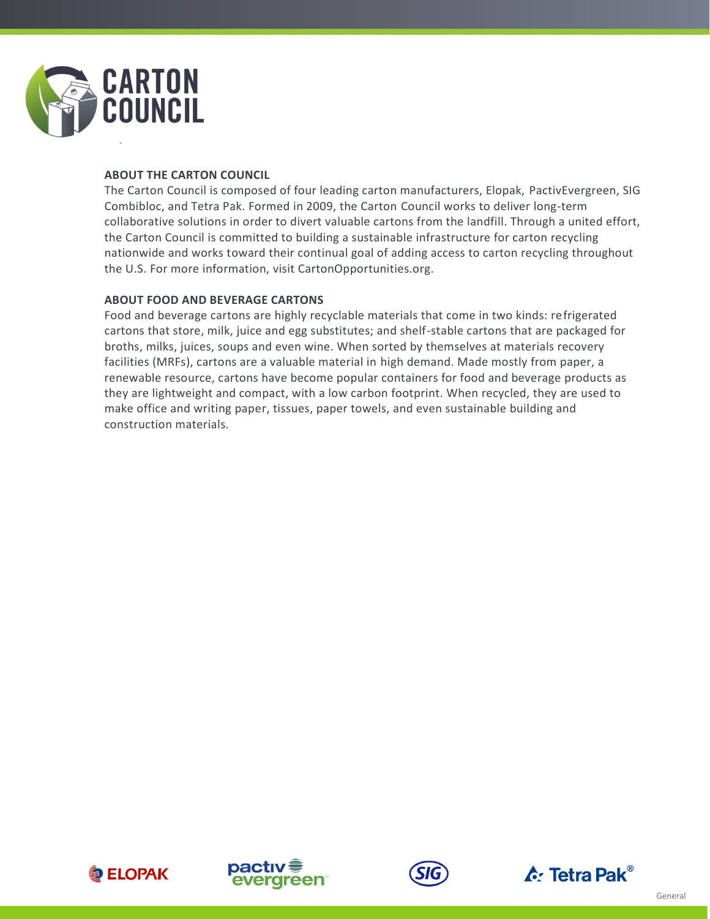**ABOUT THE CARTON COUNCIL**

The Carton Council is composed of four leading carton manufacturers, Elopak, PactivEvergreen, SIG Combibloc, and Tetra Pak. Formed in 2009, the Carton Council works to deliver long-term collaborative solutions in order to divert valuable cartons from the landfill. Through a united effort, the Carton Council is committed to building a sustainable infrastructure for carton recycling nationwide and works toward their continual goal of adding access to carton recycling throughout the U.S. For more information, visit CartonOpportunities.org.

**ABOUT FOOD AND BEVERAGE CARTONS**

Food and beverage cartons are highly recyclable materials that come in two kinds: refrigerated cartons that store, milk, juice and egg substitutes; and shelf-stable cartons that are packaged for broths, milks, juices, soups and even wine. When sorted by themselves at materials recovery facilities (MRFs), cartons are a valuable material in high demand. Made mostly from paper, a renewable resource, cartons have become popular containers for food and beverage products as they are lightweight and compact, with a low carbon footprint. When recycled, they are used to make office and writing paper, tissues, paper towels, and even sustainable building and construction materials.